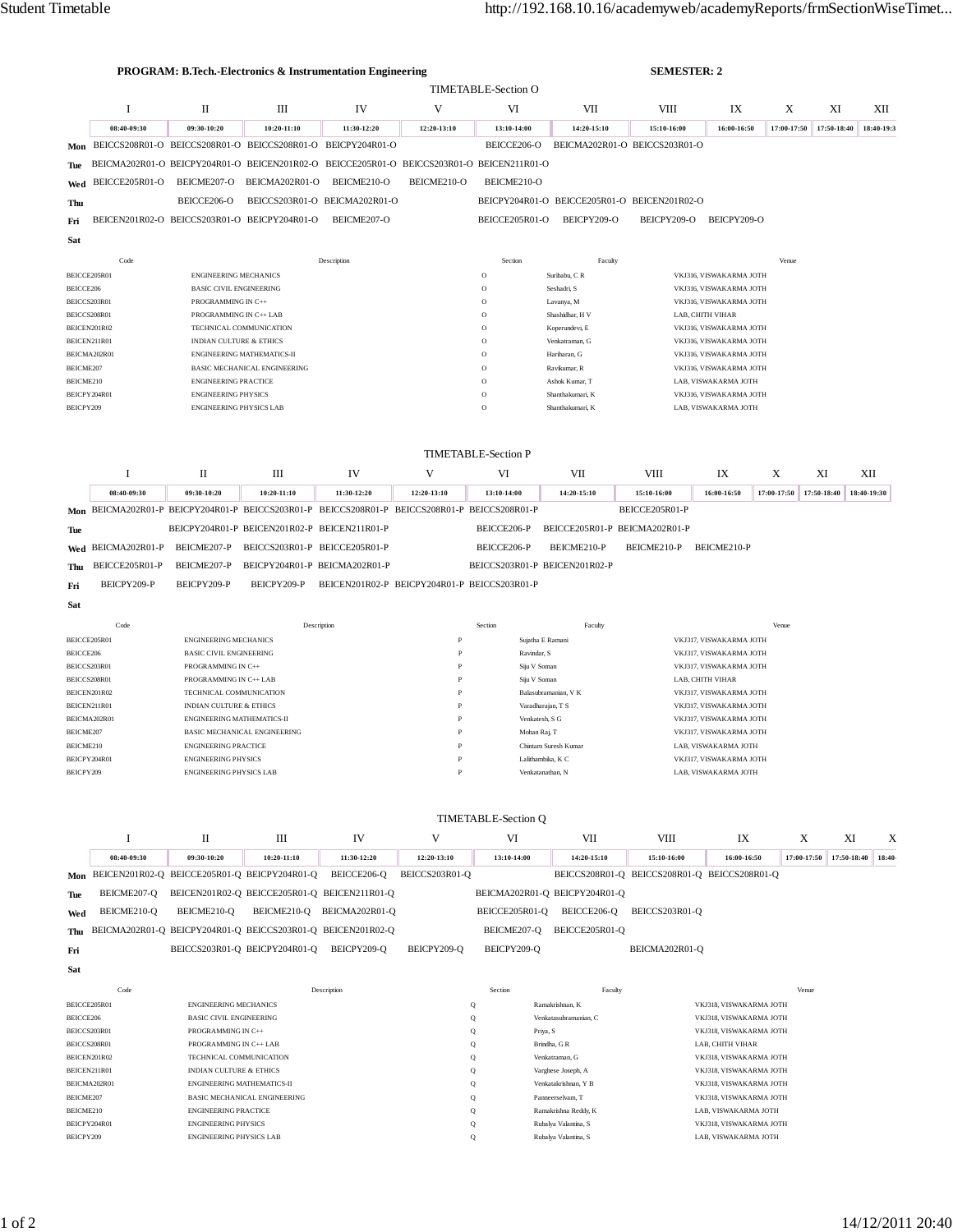**PROGRAM: B.Tech.-Electronics & Instrumentation Engineering** **SEMESTER: 2**

## TIMETABLE-Section O

| | I | II | III | IV | V | VI | VII | VIII | IX | X | XI | XII |
|---|---|---|---|---|---|---|---|---|---|---|---|---|
| | 08:40-09:30 | 09:30-10:20 | 10:20-11:10 | 11:30-12:20 | 12:20-13:10 | 13:10-14:00 | 14:20-15:10 | 15:10-16:00 | 16:00-16:50 | 17:00-17:50 | 17:50-18:40 | 18:40-19:3 |
| **Mon** | BEICCS208R01-O | BEICCS208R01-O | BEICCS208R01-O | BEICPY204R01-O | | BEICCE206-O | BEICMA202R01-O | BEICCS203R01-O | | | | |
| **Tue** | BEICMA202R01-O | BEICPY204R01-O | BEICEN201R02-O | BEICCE205R01-O | BEICCS203R01-O | BEICEN211R01-O | | | | | | |
| **Wed** | BEICCE205R01-O | BEICME207-O | BEICMA202R01-O | BEICME210-O | BEICME210-O | BEICME210-O | | | | | | |
| **Thu** | | BEICCE206-O | BEICCS203R01-O | BEICMA202R01-O | | BEICPY204R01-O | BEICCE205R01-O | BEICEN201R02-O | | | | |
| **Fri** | BEICEN201R02-O | BEICCS203R01-O | BEICPY204R01-O | BEICME207-O | | BEICCE205R01-O | BEICPY209-O | BEICPY209-O | BEICPY209-O | | | |
| **Sat** | | | | | | | | | | | | |

| Code | Description | Section | Faculty | Venue |
|---|---|---|---|---|
| BEICCE205R01 | ENGINEERING MECHANICS | O | Suribabu, C R | VKJ316, VISWAKARMA JOTH |
| BEICCE206 | BASIC CIVIL ENGINEERING | O | Seshadri, S | VKJ316, VISWAKARMA JOTH |
| BEICCS203R01 | PROGRAMMING IN C++ | O | Lavanya, M | VKJ316, VISWAKARMA JOTH |
| BEICCS208R01 | PROGRAMMING IN C++ LAB | O | Shashidhar, H V | LAB, CHITH VIHAR |
| BEICEN201R02 | TECHNICAL COMMUNICATION | O | Koperundevi, E | VKJ316, VISWAKARMA JOTH |
| BEICEN211R01 | INDIAN CULTURE & ETHICS | O | Venkatraman, G | VKJ316, VISWAKARMA JOTH |
| BEICMA202R01 | ENGINEERING MATHEMATICS-II | O | Hariharan, G | VKJ316, VISWAKARMA JOTH |
| BEICME207 | BASIC MECHANICAL ENGINEERING | O | Ravikumar, R | VKJ316, VISWAKARMA JOTH |
| BEICME210 | ENGINEERING PRACTICE | O | Ashok Kumar, T | LAB, VISWAKARMA JOTH |
| BEICPY204R01 | ENGINEERING PHYSICS | O | Shanthakumari, K | VKJ316, VISWAKARMA JOTH |
| BEICPY209 | ENGINEERING PHYSICS LAB | O | Shanthakumari, K | LAB, VISWAKARMA JOTH |

## TIMETABLE-Section P

| | I | II | III | IV | V | VI | VII | VIII | IX | X | XI | XII |
|---|---|---|---|---|---|---|---|---|---|---|---|---|
| | 08:40-09:30 | 09:30-10:20 | 10:20-11:10 | 11:30-12:20 | 12:20-13:10 | 13:10-14:00 | 14:20-15:10 | 15:10-16:00 | 16:00-16:50 | 17:00-17:50 | 17:50-18:40 | 18:40-19:30 |
| **Mon** | BEICMA202R01-P | BEICPY204R01-P | BEICCS203R01-P | BEICCS208R01-P | BEICCS208R01-P | BEICCS208R01-P | | BEICCE205R01-P | | | | |
| **Tue** | | BEICPY204R01-P | BEICEN201R02-P | BEICEN211R01-P | | BEICCE206-P | BEICCE205R01-P | BEICMA202R01-P | | | | |
| **Wed** | BEICMA202R01-P | BEICME207-P | BEICCS203R01-P | BEICCE205R01-P | | BEICCE206-P | BEICME210-P | BEICME210-P | BEICME210-P | | | |
| **Thu** | BEICCE205R01-P | BEICME207-P | BEICPY204R01-P | BEICMA202R01-P | | BEICCS203R01-P | BEICEN201R02-P | | | | | |
| **Fri** | BEICPY209-P | BEICPY209-P | BEICPY209-P | BEICEN201R02-P | BEICPY204R01-P | BEICCS203R01-P | | | | | | |
| **Sat** | | | | | | | | | | | | |

| Code | Description | Section | Faculty | Venue |
|---|---|---|---|---|
| BEICCE205R01 | ENGINEERING MECHANICS | P | Sujatha E Ramani | VKJ317, VISWAKARMA JOTH |
| BEICCE206 | BASIC CIVIL ENGINEERING | P | Ravindar, S | VKJ317, VISWAKARMA JOTH |
| BEICCS203R01 | PROGRAMMING IN C++ | P | Siju V Soman | VKJ317, VISWAKARMA JOTH |
| BEICCS208R01 | PROGRAMMING IN C++ LAB | P | Siju V Soman | LAB, CHITH VIHAR |
| BEICEN201R02 | TECHNICAL COMMUNICATION | P | Balasubramanian, V K | VKJ317, VISWAKARMA JOTH |
| BEICEN211R01 | INDIAN CULTURE & ETHICS | P | Varadharajan, T S | VKJ317, VISWAKARMA JOTH |
| BEICMA202R01 | ENGINEERING MATHEMATICS-II | P | Venkatesh, S G | VKJ317, VISWAKARMA JOTH |
| BEICME207 | BASIC MECHANICAL ENGINEERING | P | Mohan Raj, T | VKJ317, VISWAKARMA JOTH |
| BEICME210 | ENGINEERING PRACTICE | P | Chintam Suresh Kumar | LAB, VISWAKARMA JOTH |
| BEICPY204R01 | ENGINEERING PHYSICS | P | Lalithambika, K C | VKJ317, VISWAKARMA JOTH |
| BEICPY209 | ENGINEERING PHYSICS LAB | P | Venkatanathan, N | LAB, VISWAKARMA JOTH |

## TIMETABLE-Section Q

| | I | II | III | IV | V | VI | VII | VIII | IX | X | XI | X |
|---|---|---|---|---|---|---|---|---|---|---|---|---|
| | 08:40-09:30 | 09:30-10:20 | 10:20-11:10 | 11:30-12:20 | 12:20-13:10 | 13:10-14:00 | 14:20-15:10 | 15:10-16:00 | 16:00-16:50 | 17:00-17:50 | 17:50-18:40 | 18:40- |
| **Mon** | BEICEN201R02-Q | BEICCE205R01-Q | BEICPY204R01-Q | BEICCE206-Q | BEICCS203R01-Q | | BEICCS208R01-Q | BEICCS208R01-Q | BEICCS208R01-Q | | | |
| **Tue** | BEICME207-Q | BEICEN201R02-Q | BEICCE205R01-Q | BEICEN211R01-Q | | BEICMA202R01-Q | BEICPY204R01-Q | | | | | |
| **Wed** | BEICME210-Q | BEICME210-Q | BEICME210-Q | BEICMA202R01-Q | | BEICCE205R01-Q | BEICCE206-Q | BEICCS203R01-Q | | | | |
| **Thu** | BEICMA202R01-Q | BEICPY204R01-Q | BEICCS203R01-Q | BEICEN201R02-Q | | BEICME207-Q | BEICCE205R01-Q | | | | | |
| **Fri** | | BEICCS203R01-Q | BEICPY204R01-Q | BEICPY209-Q | BEICPY209-Q | BEICPY209-Q | | BEICMA202R01-Q | | | | |
| **Sat** | | | | | | | | | | | | |

| Code | Description | Section | Faculty | Venue |
|---|---|---|---|---|
| BEICCE205R01 | ENGINEERING MECHANICS | Q | Ramakrishnan, K | VKJ318, VISWAKARMA JOTH |
| BEICCE206 | BASIC CIVIL ENGINEERING | Q | Venkatasubramanian, C | VKJ318, VISWAKARMA JOTH |
| BEICCS203R01 | PROGRAMMING IN C++ | Q | Priya, S | VKJ318, VISWAKARMA JOTH |
| BEICCS208R01 | PROGRAMMING IN C++ LAB | Q | Brindha, G R | LAB, CHITH VIHAR |
| BEICEN201R02 | TECHNICAL COMMUNICATION | Q | Venkatraman, G | VKJ318, VISWAKARMA JOTH |
| BEICEN211R01 | INDIAN CULTURE & ETHICS | Q | Varghese Joseph, A | VKJ318, VISWAKARMA JOTH |
| BEICMA202R01 | ENGINEERING MATHEMATICS-II | Q | Venkatakrishnan, Y B | VKJ318, VISWAKARMA JOTH |
| BEICME207 | BASIC MECHANICAL ENGINEERING | Q | Panneerselvam, T | VKJ318, VISWAKARMA JOTH |
| BEICME210 | ENGINEERING PRACTICE | Q | Ramakrishna Reddy, K | LAB, VISWAKARMA JOTH |
| BEICPY204R01 | ENGINEERING PHYSICS | Q | Rubalya Valantina, S | VKJ318, VISWAKARMA JOTH |
| BEICPY209 | ENGINEERING PHYSICS LAB | Q | Rubalya Valantina, S | LAB, VISWAKARMA JOTH |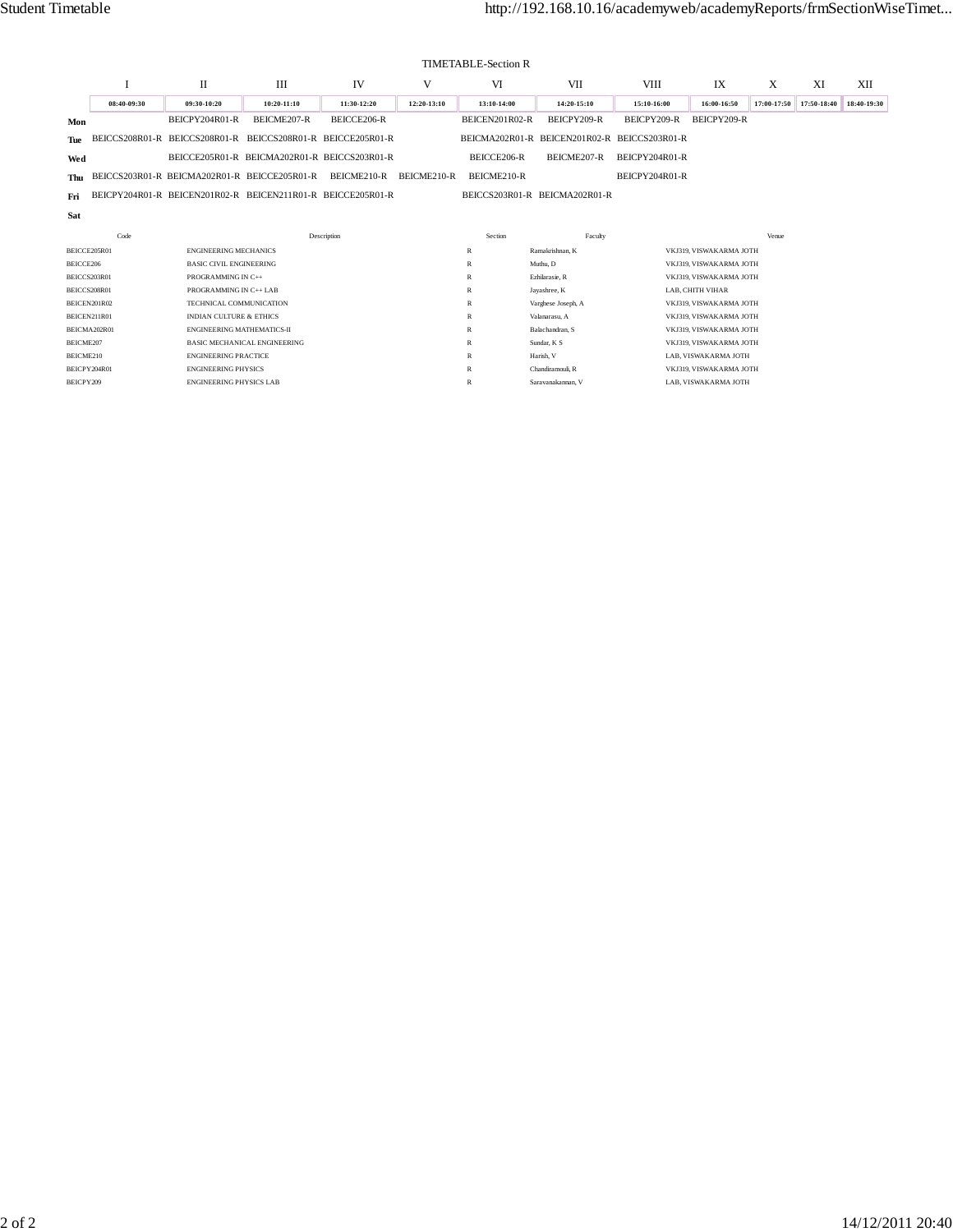TIMETABLE-Section R

| | I | II | III | IV | V | VI | VII | VIII | IX | X | XI | XII |
|---|---|---|---|---|---|---|---|---|---|---|---|---|
| | 08:40-09:30 | 09:30-10:20 | 10:20-11:10 | 11:30-12:20 | 12:20-13:10 | 13:10-14:00 | 14:20-15:10 | 15:10-16:00 | 16:00-16:50 | 17:00-17:50 | 17:50-18:40 | 18:40-19:30 |
| **Mon** | | BEICPY204R01-R | BEICME207-R | BEICCE206-R | | BEICEN201R02-R | BEICPY209-R | BEICPY209-R | BEICPY209-R | | | |
| **Tue** | BEICCS208R01-R | BEICCS208R01-R | BEICCS208R01-R | BEICCE205R01-R | | BEICMA202R01-R | BEICEN201R02-R | BEICCS203R01-R | | | | |
| **Wed** | | BEICCE205R01-R | BEICMA202R01-R | BEICCS203R01-R | | BEICCE206-R | BEICME207-R | BEICPY204R01-R | | | | |
| **Thu** | BEICCS203R01-R | BEICMA202R01-R | BEICCE205R01-R | BEICME210-R | BEICME210-R | BEICME210-R | | BEICPY204R01-R | | | | |
| **Fri** | BEICPY204R01-R | BEICEN201R02-R | BEICEN211R01-R | BEICCE205R01-R | | BEICCS203R01-R | BEICMA202R01-R | | | | | |
| **Sat** | | | | | | | | | | | | |

| Code | Description | Section | Faculty | Venue |
|---|---|---|---|---|
| BEICCE205R01 | ENGINEERING MECHANICS | R | Ramakrishnan, K | VKJ319, VISWAKARMA JOTH |
| BEICCE206 | BASIC CIVIL ENGINEERING | R | Muthu, D | VKJ319, VISWAKARMA JOTH |
| BEICCS203R01 | PROGRAMMING IN C++ | R | Ezhilarasie, R | VKJ319, VISWAKARMA JOTH |
| BEICCS208R01 | PROGRAMMING IN C++ LAB | R | Jayashree, K | LAB, CHITH VIHAR |
| BEICEN201R02 | TECHNICAL COMMUNICATION | R | Varghese Joseph, A | VKJ319, VISWAKARMA JOTH |
| BEICEN211R01 | INDIAN CULTURE & ETHICS | R | Valanarasu, A | VKJ319, VISWAKARMA JOTH |
| BEICMA202R01 | ENGINEERING MATHEMATICS-II | R | Balachandran, S | VKJ319, VISWAKARMA JOTH |
| BEICME207 | BASIC MECHANICAL ENGINEERING | R | Sundar, K S | VKJ319, VISWAKARMA JOTH |
| BEICME210 | ENGINEERING PRACTICE | R | Harish, V | LAB, VISWAKARMA JOTH |
| BEICPY204R01 | ENGINEERING PHYSICS | R | Chandiramouli, R | VKJ319, VISWAKARMA JOTH |
| BEICPY209 | ENGINEERING PHYSICS LAB | R | Saravanakannan, V | LAB, VISWAKARMA JOTH |